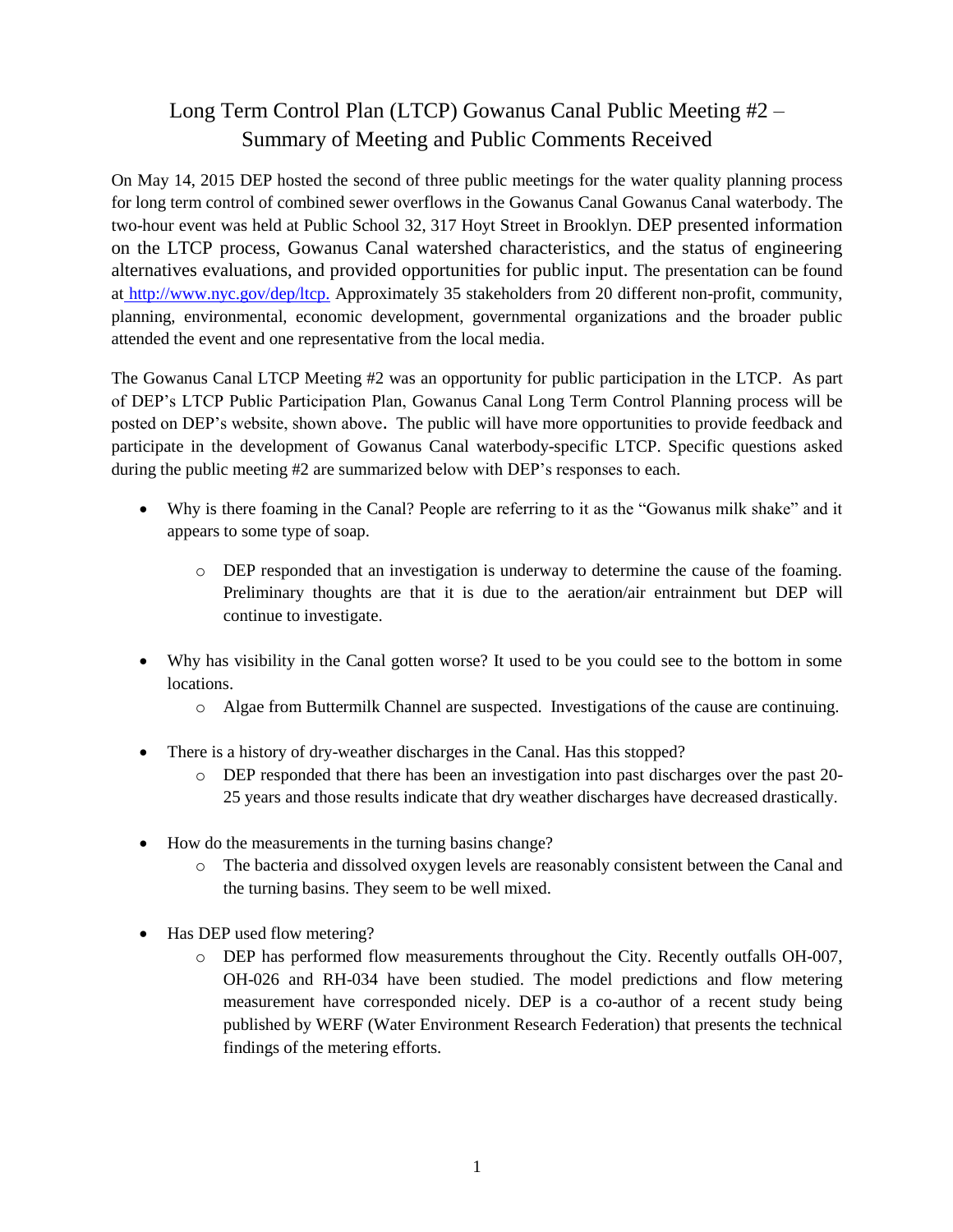# Long Term Control Plan (LTCP) Gowanus Canal Public Meeting #2 – Summary of Meeting and Public Comments Received

On May 14, 2015 DEP hosted the second of three public meetings for the water quality planning process for long term control of combined sewer overflows in the Gowanus Canal Gowanus Canal waterbody. The two-hour event was held at Public School 32, 317 Hoyt Street in Brooklyn. DEP presented information on the LTCP process, Gowanus Canal watershed characteristics, and the status of engineering alternatives evaluations, and provided opportunities for public input. The presentation can be found at http://www.nyc.gov/dep/ltcp. Approximately 35 stakeholders from 20 different non-profit, community, planning, environmental, economic development, governmental organizations and the broader public attended the event and one representative from the local media.

The Gowanus Canal LTCP Meeting #2 was an opportunity for public participation in the LTCP. As part of DEP's LTCP Public Participation Plan, Gowanus Canal Long Term Control Planning process will be posted on DEP's website, shown above. The public will have more opportunities to provide feedback and participate in the development of Gowanus Canal waterbody-specific LTCP. Specific questions asked during the public meeting #2 are summarized below with DEP's responses to each.

- Why is there foaming in the Canal? People are referring to it as the "Gowanus milk shake" and it appears to some type of soap.
  - DEP responded that an investigation is underway to determine the cause of the foaming. Preliminary thoughts are that it is due to the aeration/air entrainment but DEP will continue to investigate.
- Why has visibility in the Canal gotten worse? It used to be you could see to the bottom in some locations.
  - Algae from Buttermilk Channel are suspected. Investigations of the cause are continuing.
- There is a history of dry-weather discharges in the Canal. Has this stopped?
  - DEP responded that there has been an investigation into past discharges over the past 20-25 years and those results indicate that dry weather discharges have decreased drastically.
- How do the measurements in the turning basins change?
  - The bacteria and dissolved oxygen levels are reasonably consistent between the Canal and the turning basins. They seem to be well mixed.
- Has DEP used flow metering?
  - DEP has performed flow measurements throughout the City. Recently outfalls OH-007, OH-026 and RH-034 have been studied. The model predictions and flow metering measurement have corresponded nicely. DEP is a co-author of a recent study being published by WERF (Water Environment Research Federation) that presents the technical findings of the metering efforts.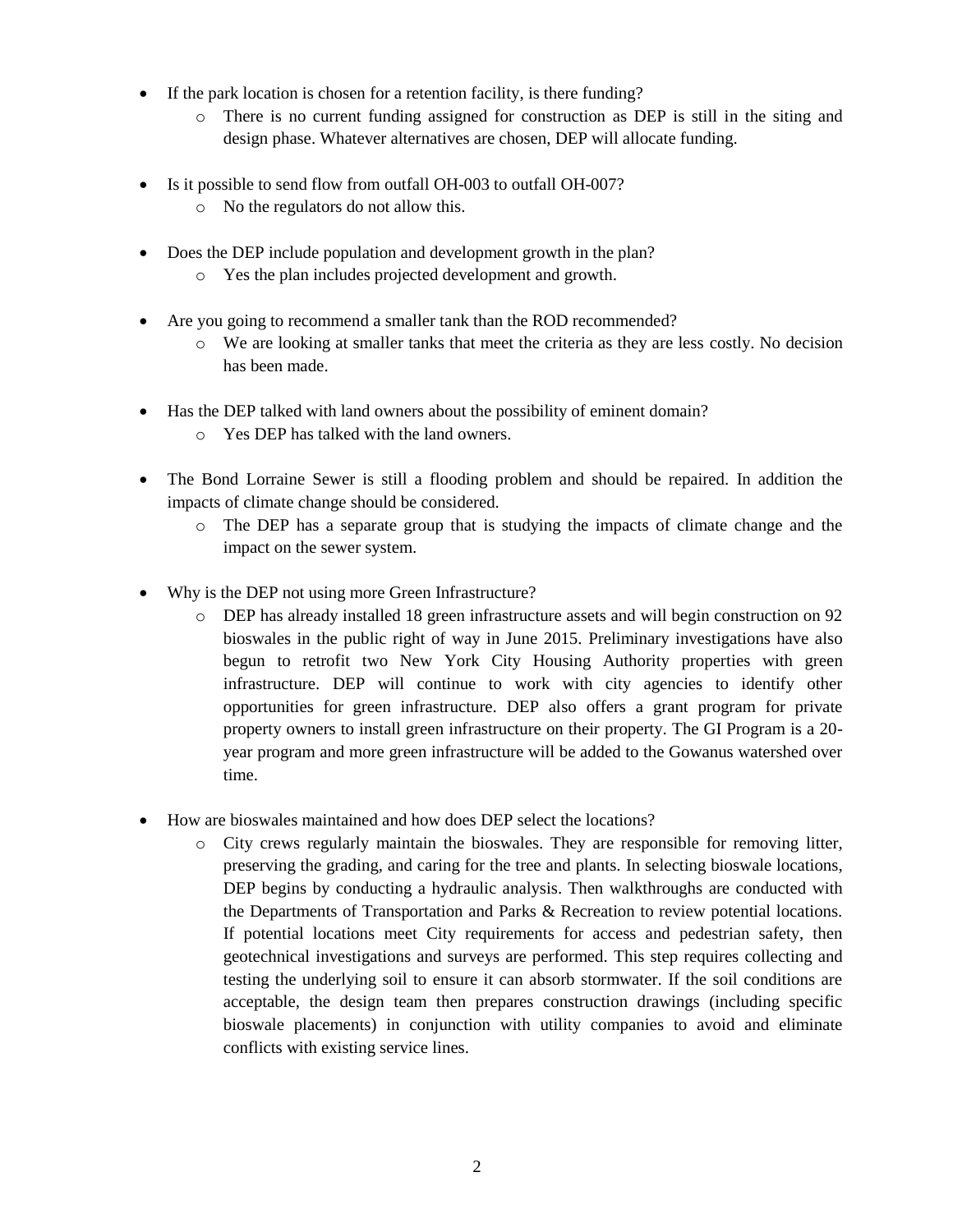- If the park location is chosen for a retention facility, is there funding?
    - There is no current funding assigned for construction as DEP is still in the siting and design phase. Whatever alternatives are chosen, DEP will allocate funding.

- Is it possible to send flow from outfall OH-003 to outfall OH-007?
    - No the regulators do not allow this.

- Does the DEP include population and development growth in the plan?
    - Yes the plan includes projected development and growth.

- Are you going to recommend a smaller tank than the ROD recommended?
    - We are looking at smaller tanks that meet the criteria as they are less costly. No decision has been made.

- Has the DEP talked with land owners about the possibility of eminent domain?
    - Yes DEP has talked with the land owners.

- The Bond Lorraine Sewer is still a flooding problem and should be repaired. In addition the impacts of climate change should be considered.
    - The DEP has a separate group that is studying the impacts of climate change and the impact on the sewer system.

- Why is the DEP not using more Green Infrastructure?
    - DEP has already installed 18 green infrastructure assets and will begin construction on 92 bioswales in the public right of way in June 2015. Preliminary investigations have also begun to retrofit two New York City Housing Authority properties with green infrastructure. DEP will continue to work with city agencies to identify other opportunities for green infrastructure. DEP also offers a grant program for private property owners to install green infrastructure on their property. The GI Program is a 20-year program and more green infrastructure will be added to the Gowanus watershed over time.

- How are bioswales maintained and how does DEP select the locations?
    - City crews regularly maintain the bioswales. They are responsible for removing litter, preserving the grading, and caring for the tree and plants. In selecting bioswale locations, DEP begins by conducting a hydraulic analysis. Then walkthroughs are conducted with the Departments of Transportation and Parks & Recreation to review potential locations. If potential locations meet City requirements for access and pedestrian safety, then geotechnical investigations and surveys are performed. This step requires collecting and testing the underlying soil to ensure it can absorb stormwater. If the soil conditions are acceptable, the design team then prepares construction drawings (including specific bioswale placements) in conjunction with utility companies to avoid and eliminate conflicts with existing service lines.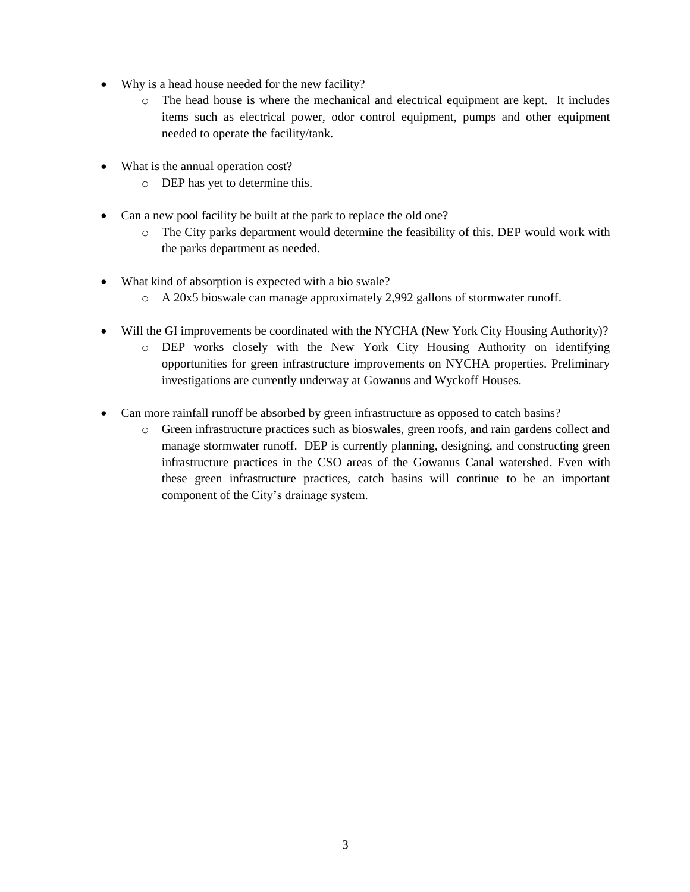- Why is a head house needed for the new facility?
  - The head house is where the mechanical and electrical equipment are kept. It includes items such as electrical power, odor control equipment, pumps and other equipment needed to operate the facility/tank.

- What is the annual operation cost?
  - DEP has yet to determine this.

- Can a new pool facility be built at the park to replace the old one?
  - The City parks department would determine the feasibility of this. DEP would work with the parks department as needed.

- What kind of absorption is expected with a bio swale?
  - A 20x5 bioswale can manage approximately 2,992 gallons of stormwater runoff.

- Will the GI improvements be coordinated with the NYCHA (New York City Housing Authority)?
  - DEP works closely with the New York City Housing Authority on identifying opportunities for green infrastructure improvements on NYCHA properties. Preliminary investigations are currently underway at Gowanus and Wyckoff Houses.

- Can more rainfall runoff be absorbed by green infrastructure as opposed to catch basins?
  - Green infrastructure practices such as bioswales, green roofs, and rain gardens collect and manage stormwater runoff. DEP is currently planning, designing, and constructing green infrastructure practices in the CSO areas of the Gowanus Canal watershed. Even with these green infrastructure practices, catch basins will continue to be an important component of the City's drainage system.